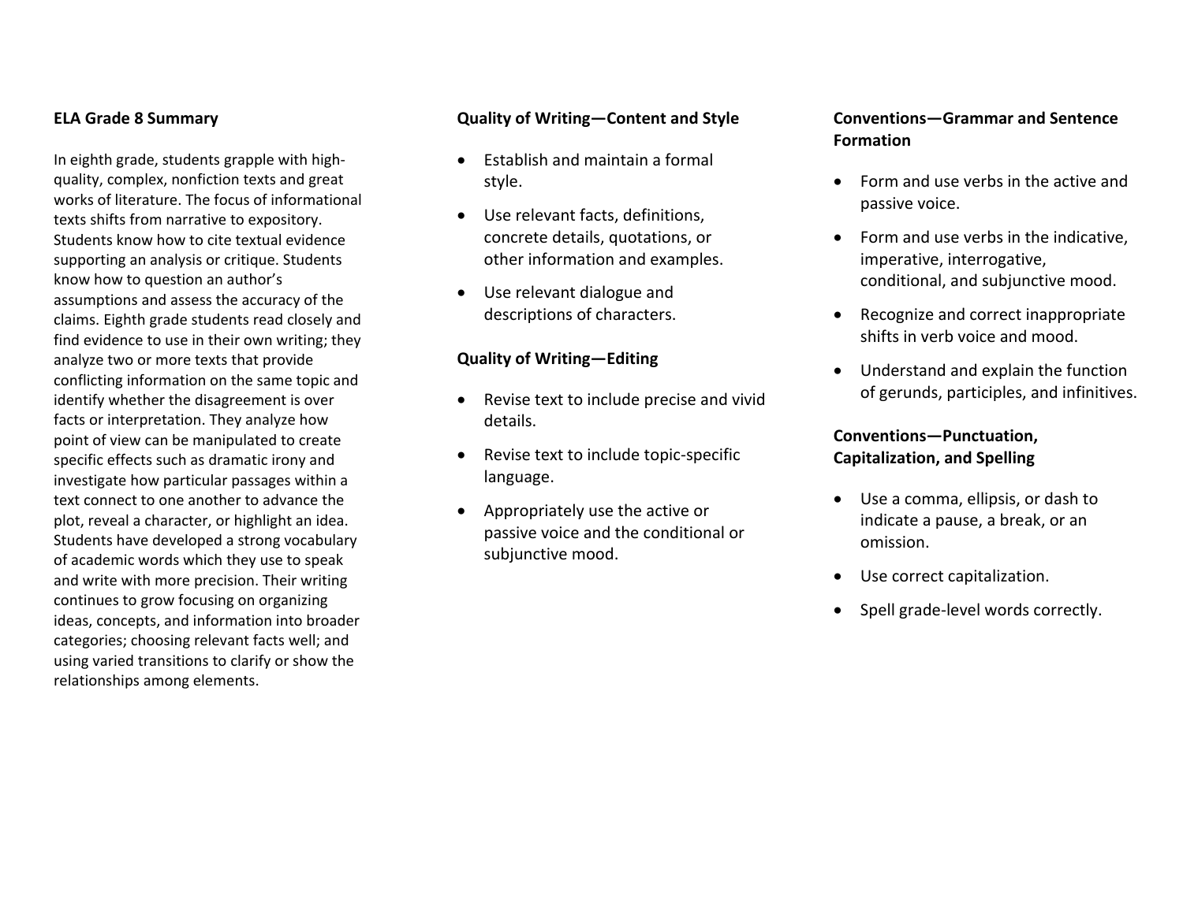## ELA Grade 8 Summary

In eighth grade, students grapple with high-quality, complex, nonfiction texts and great works of literature. The focus of informational texts shifts from narrative to expository. Students know how to cite textual evidence supporting an analysis or critique. Students know how to question an author's assumptions and assess the accuracy of the claims. Eighth grade students read closely and find evidence to use in their own writing; they analyze two or more texts that provide conflicting information on the same topic and identify whether the disagreement is over facts or interpretation. They analyze how point of view can be manipulated to create specific effects such as dramatic irony and investigate how particular passages within a text connect to one another to advance the plot, reveal a character, or highlight an idea. Students have developed a strong vocabulary of academic words which they use to speak and write with more precision. Their writing continues to grow focusing on organizing ideas, concepts, and information into broader categories; choosing relevant facts well; and using varied transitions to clarify or show the relationships among elements.

## Quality of Writing—Content and Style

- Establish and maintain a formal style.
- Use relevant facts, definitions, concrete details, quotations, or other information and examples.
- Use relevant dialogue and descriptions of characters.

## Quality of Writing—Editing

- Revise text to include precise and vivid details.
- Revise text to include topic-specific language.
- Appropriately use the active or passive voice and the conditional or subjunctive mood.

## Conventions—Grammar and Sentence Formation

- Form and use verbs in the active and passive voice.
- Form and use verbs in the indicative, imperative, interrogative, conditional, and subjunctive mood.
- Recognize and correct inappropriate shifts in verb voice and mood.
- Understand and explain the function of gerunds, participles, and infinitives.

## Conventions—Punctuation, Capitalization, and Spelling

- Use a comma, ellipsis, or dash to indicate a pause, a break, or an omission.
- Use correct capitalization.
- Spell grade-level words correctly.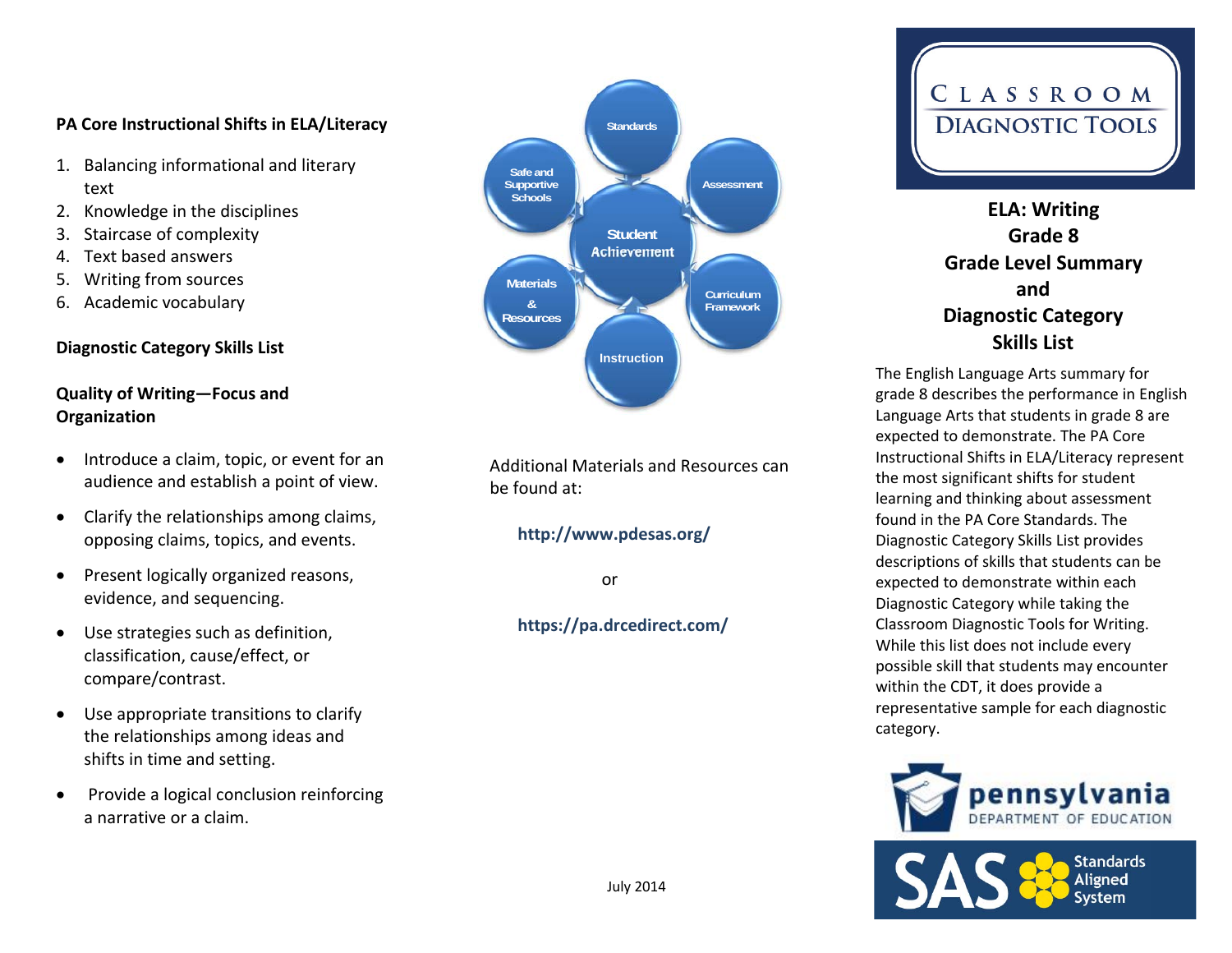## PA Core Instructional Shifts in ELA/Literacy

1. Balancing informational and literary text
2. Knowledge in the disciplines
3. Staircase of complexity
4. Text based answers
5. Writing from sources
6. Academic vocabulary

## Diagnostic Category Skills List

### Quality of Writing—Focus and Organization

- Introduce a claim, topic, or event for an audience and establish a point of view.
- Clarify the relationships among claims, opposing claims, topics, and events.
- Present logically organized reasons, evidence, and sequencing.
- Use strategies such as definition, classification, cause/effect, or compare/contrast.
- Use appropriate transitions to clarify the relationships among ideas and shifts in time and setting.
- Provide a logical conclusion reinforcing a narrative or a claim.

Standards
Assessment
Curriculum Framework
Instruction
Materials & Resources
Safe and Supportive Schools
Student Achievement

Additional Materials and Resources can be found at:

**http://www.pdesas.org/**

or

**https://pa.drcedirect.com/**

July 2014

# CLASSROOM DIAGNOSTIC TOOLS

## ELA: Writing Grade 8 Grade Level Summary and Diagnostic Category Skills List

The English Language Arts summary for grade 8 describes the performance in English Language Arts that students in grade 8 are expected to demonstrate. The PA Core Instructional Shifts in ELA/Literacy represent the most significant shifts for student learning and thinking about assessment found in the PA Core Standards. The Diagnostic Category Skills List provides descriptions of skills that students can be expected to demonstrate within each Diagnostic Category while taking the Classroom Diagnostic Tools for Writing. While this list does not include every possible skill that students may encounter within the CDT, it does provide a representative sample for each diagnostic category.

pennsylvania DEPARTMENT OF EDUCATION

SAS Standards Aligned System